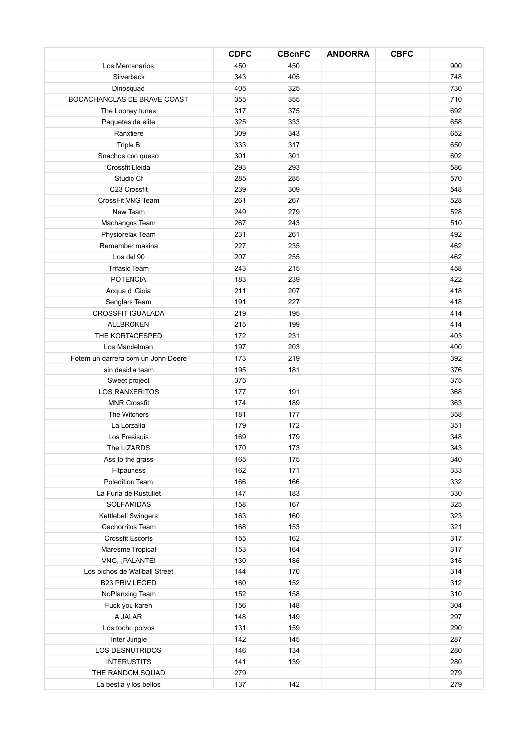| | CDFC | CBcnFC | ANDORRA | CBFC | |
|---|---|---|---|---|---|
| Los Mercenarios | 450 | 450 | | | 900 |
| Silverback | 343 | 405 | | | 748 |
| Dinosquad | 405 | 325 | | | 730 |
| BOCACHANCLAS DE BRAVE COAST | 355 | 355 | | | 710 |
| The Looney tunes | 317 | 375 | | | 692 |
| Paquetes de elite | 325 | 333 | | | 658 |
| Ranxtiere | 309 | 343 | | | 652 |
| Triple B | 333 | 317 | | | 650 |
| Snachos con queso | 301 | 301 | | | 602 |
| Crossfit Lleida | 293 | 293 | | | 586 |
| Studio Cf | 285 | 285 | | | 570 |
| C23 Crossfit | 239 | 309 | | | 548 |
| CrossFit VNG Team | 261 | 267 | | | 528 |
| New Team | 249 | 279 | | | 528 |
| Machangos Team | 267 | 243 | | | 510 |
| Physiorelax Team | 231 | 261 | | | 492 |
| Remember makina | 227 | 235 | | | 462 |
| Los del 90 | 207 | 255 | | | 462 |
| Trifàsic Team | 243 | 215 | | | 458 |
| POTENCIA | 183 | 239 | | | 422 |
| Acqua di Gioia | 211 | 207 | | | 418 |
| Senglars Team | 191 | 227 | | | 418 |
| CROSSFIT IGUALADA | 219 | 195 | | | 414 |
| ALLBROKEN | 215 | 199 | | | 414 |
| THE KORTACESPED | 172 | 231 | | | 403 |
| Los Mandelman | 197 | 203 | | | 400 |
| Fotem un darrera com un John Deere | 173 | 219 | | | 392 |
| sin desidia team | 195 | 181 | | | 376 |
| Sweet project | 375 | | | | 375 |
| LOS RANXERITOS | 177 | 191 | | | 368 |
| MNR Crossfit | 174 | 189 | | | 363 |
| The Witchers | 181 | 177 | | | 358 |
| La Lorzalía | 179 | 172 | | | 351 |
| Los Fresisuis | 169 | 179 | | | 348 |
| The LIZARDS | 170 | 173 | | | 343 |
| Ass to the grass | 165 | 175 | | | 340 |
| Fitpauness | 162 | 171 | | | 333 |
| Poledition Team | 166 | 166 | | | 332 |
| La Furia de Rustullet | 147 | 183 | | | 330 |
| SOLFAMIDAS | 158 | 167 | | | 325 |
| Kettlebell Swingers | 163 | 160 | | | 323 |
| Cachorritos Team | 168 | 153 | | | 321 |
| Crossfit Escorts | 155 | 162 | | | 317 |
| Maresme Tropical | 153 | 164 | | | 317 |
| VNG, ¡PALANTE! | 130 | 185 | | | 315 |
| Los bichos de Wallball Street | 144 | 170 | | | 314 |
| B23 PRIVILEGED | 160 | 152 | | | 312 |
| NoPlanxing Team | 152 | 158 | | | 310 |
| Fuck you karen | 156 | 148 | | | 304 |
| A JALAR | 148 | 149 | | | 297 |
| Los tocho polvos | 131 | 159 | | | 290 |
| Inter Jungle | 142 | 145 | | | 287 |
| LOS DESNUTRIDOS | 146 | 134 | | | 280 |
| INTERUSTITS | 141 | 139 | | | 280 |
| THE RANDOM SQUAD | 279 | | | | 279 |
| La bestia y los bellos | 137 | 142 | | | 279 |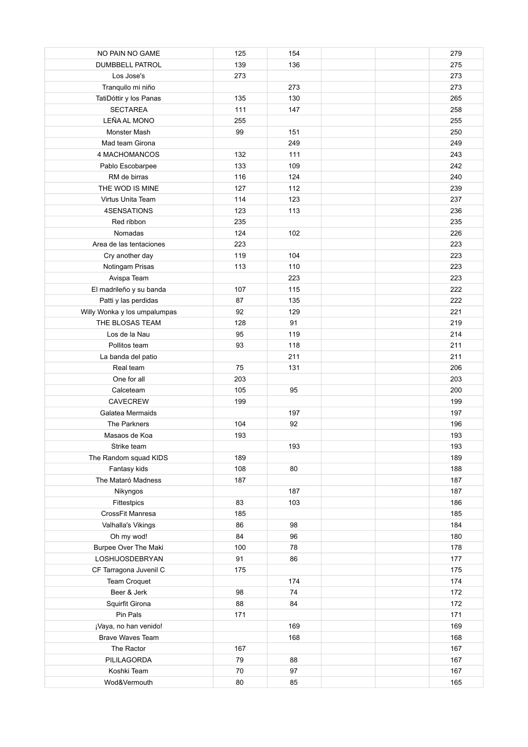| | | | | | |
|---|---|---|---|---|---|
| NO PAIN NO GAME | 125 | 154 | | | 279 |
| DUMBBELL PATROL | 139 | 136 | | | 275 |
| Los Jose's | 273 | | | | 273 |
| Tranquilo mi niño | | 273 | | | 273 |
| TatiDóttir y los Panas | 135 | 130 | | | 265 |
| SECTAREA | 111 | 147 | | | 258 |
| LEÑA AL MONO | 255 | | | | 255 |
| Monster Mash | 99 | 151 | | | 250 |
| Mad team Girona | | 249 | | | 249 |
| 4 MACHOMANCOS | 132 | 111 | | | 243 |
| Pablo Escobarpee | 133 | 109 | | | 242 |
| RM de birras | 116 | 124 | | | 240 |
| THE WOD IS MINE | 127 | 112 | | | 239 |
| Virtus Unita Team | 114 | 123 | | | 237 |
| 4SENSATIONS | 123 | 113 | | | 236 |
| Red ribbon | 235 | | | | 235 |
| Nomadas | 124 | 102 | | | 226 |
| Area de las tentaciones | 223 | | | | 223 |
| Cry another day | 119 | 104 | | | 223 |
| Notingam Prisas | 113 | 110 | | | 223 |
| Avispa Team | | 223 | | | 223 |
| El madrileño y su banda | 107 | 115 | | | 222 |
| Patti y las perdidas | 87 | 135 | | | 222 |
| Willy Wonka y los umpalumpas | 92 | 129 | | | 221 |
| THE BLOSAS TEAM | 128 | 91 | | | 219 |
| Los de la Nau | 95 | 119 | | | 214 |
| Pollitos team | 93 | 118 | | | 211 |
| La banda del patio | | 211 | | | 211 |
| Real team | 75 | 131 | | | 206 |
| One for all | 203 | | | | 203 |
| Calceteam | 105 | 95 | | | 200 |
| CAVECREW | 199 | | | | 199 |
| Galatea Mermaids | | 197 | | | 197 |
| The Parkners | 104 | 92 | | | 196 |
| Masaos de Koa | 193 | | | | 193 |
| Strike team | | 193 | | | 193 |
| The Random squad KIDS | 189 | | | | 189 |
| Fantasy kids | 108 | 80 | | | 188 |
| The Mataró Madness | 187 | | | | 187 |
| Nikyngos | | 187 | | | 187 |
| Fittestpics | 83 | 103 | | | 186 |
| CrossFit Manresa | 185 | | | | 185 |
| Valhalla's Vikings | 86 | 98 | | | 184 |
| Oh my wod! | 84 | 96 | | | 180 |
| Burpee Over The Maki | 100 | 78 | | | 178 |
| LOSHIJOSDEBRYAN | 91 | 86 | | | 177 |
| CF Tarragona Juvenil C | 175 | | | | 175 |
| Team Croquet | | 174 | | | 174 |
| Beer & Jerk | 98 | 74 | | | 172 |
| Squirfit Girona | 88 | 84 | | | 172 |
| Pin Pals | 171 | | | | 171 |
| ¡Vaya, no han venido! | | 169 | | | 169 |
| Brave Waves Team | | 168 | | | 168 |
| The Ractor | 167 | | | | 167 |
| PILILAGORDA | 79 | 88 | | | 167 |
| Koshki Team | 70 | 97 | | | 167 |
| Wod&Vermouth | 80 | 85 | | | 165 |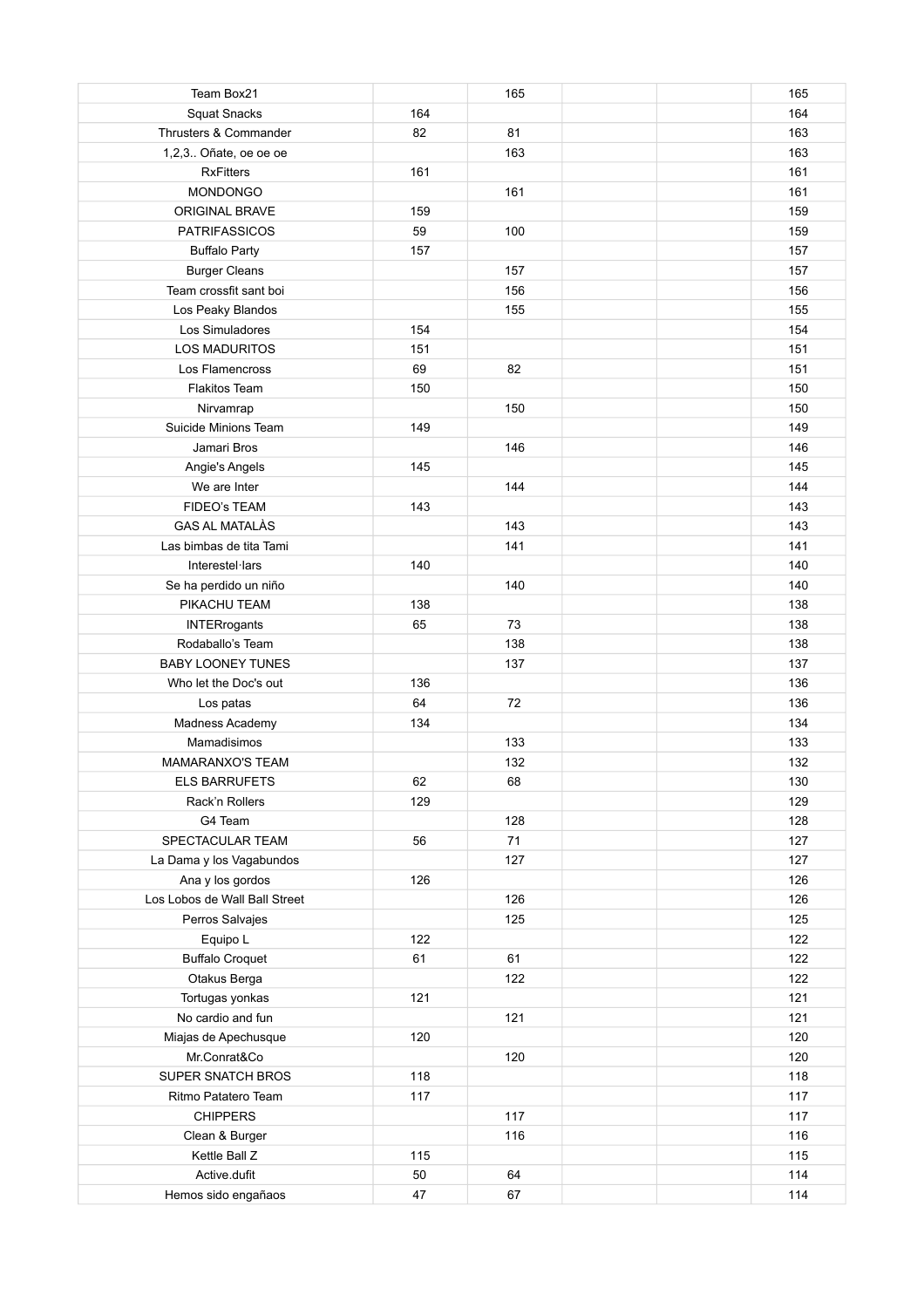| | | | | | |
|---|---|---|---|---|---|
| Team Box21 | | 165 | | | 165 |
| Squat Snacks | 164 | | | | 164 |
| Thrusters & Commander | 82 | 81 | | | 163 |
| 1,2,3.. Oñate, oe oe oe | | 163 | | | 163 |
| RxFitters | 161 | | | | 161 |
| MONDONGO | | 161 | | | 161 |
| ORIGINAL BRAVE | 159 | | | | 159 |
| PATRIFASSICOS | 59 | 100 | | | 159 |
| Buffalo Party | 157 | | | | 157 |
| Burger Cleans | | 157 | | | 157 |
| Team crossfit sant boi | | 156 | | | 156 |
| Los Peaky Blandos | | 155 | | | 155 |
| Los Simuladores | 154 | | | | 154 |
| LOS MADURITOS | 151 | | | | 151 |
| Los Flamencross | 69 | 82 | | | 151 |
| Flakitos Team | 150 | | | | 150 |
| Nirvamrap | | 150 | | | 150 |
| Suicide Minions Team | 149 | | | | 149 |
| Jamari Bros | | 146 | | | 146 |
| Angie's Angels | 145 | | | | 145 |
| We are Inter | | 144 | | | 144 |
| FIDEO's TEAM | 143 | | | | 143 |
| GAS AL MATALÀS | | 143 | | | 143 |
| Las bimbas de tita Tami | | 141 | | | 141 |
| Interestel·lars | 140 | | | | 140 |
| Se ha perdido un niño | | 140 | | | 140 |
| PIKACHU TEAM | 138 | | | | 138 |
| INTERrogants | 65 | 73 | | | 138 |
| Rodaballo's Team | | 138 | | | 138 |
| BABY LOONEY TUNES | | 137 | | | 137 |
| Who let the Doc's out | 136 | | | | 136 |
| Los patas | 64 | 72 | | | 136 |
| Madness Academy | 134 | | | | 134 |
| Mamadisimos | | 133 | | | 133 |
| MAMARANXO'S TEAM | | 132 | | | 132 |
| ELS BARRUFETS | 62 | 68 | | | 130 |
| Rack'n Rollers | 129 | | | | 129 |
| G4 Team | | 128 | | | 128 |
| SPECTACULAR TEAM | 56 | 71 | | | 127 |
| La Dama y los Vagabundos | | 127 | | | 127 |
| Ana y los gordos | 126 | | | | 126 |
| Los Lobos de Wall Ball Street | | 126 | | | 126 |
| Perros Salvajes | | 125 | | | 125 |
| Equipo L | 122 | | | | 122 |
| Buffalo Croquet | 61 | 61 | | | 122 |
| Otakus Berga | | 122 | | | 122 |
| Tortugas yonkas | 121 | | | | 121 |
| No cardio and fun | | 121 | | | 121 |
| Miajas de Apechusque | 120 | | | | 120 |
| Mr.Conrat&Co | | 120 | | | 120 |
| SUPER SNATCH BROS | 118 | | | | 118 |
| Ritmo Patatero Team | 117 | | | | 117 |
| CHIPPERS | | 117 | | | 117 |
| Clean & Burger | | 116 | | | 116 |
| Kettle Ball Z | 115 | | | | 115 |
| Active.dufit | 50 | 64 | | | 114 |
| Hemos sido engañaos | 47 | 67 | | | 114 |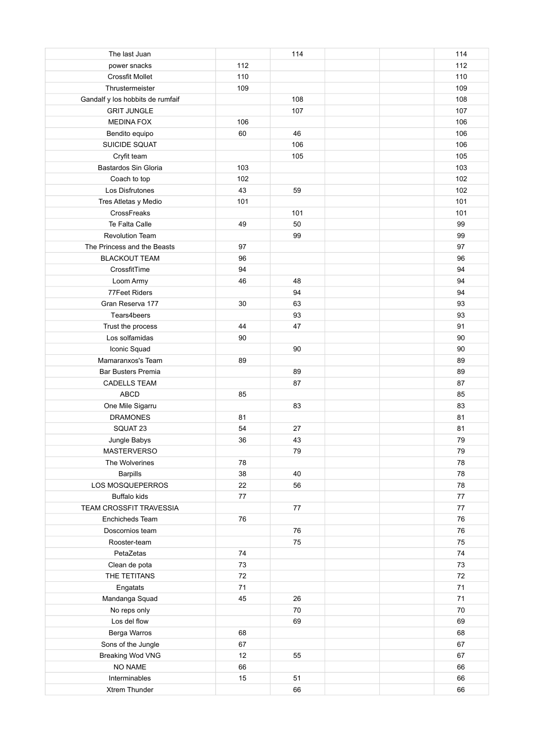|  |  |  |  |  |  |
|---|---|---|---|---|---|
| The last Juan |  | 114 |  |  | 114 |
| power snacks | 112 |  |  |  | 112 |
| Crossfit Mollet | 110 |  |  |  | 110 |
| Thrustermeister | 109 |  |  |  | 109 |
| Gandalf y los hobbits de rumfaif |  | 108 |  |  | 108 |
| GRIT JUNGLE |  | 107 |  |  | 107 |
| MEDINA FOX | 106 |  |  |  | 106 |
| Bendito equipo | 60 | 46 |  |  | 106 |
| SUICIDE SQUAT |  | 106 |  |  | 106 |
| Cryfit team |  | 105 |  |  | 105 |
| Bastardos Sin Gloria | 103 |  |  |  | 103 |
| Coach to top | 102 |  |  |  | 102 |
| Los Disfrutones | 43 | 59 |  |  | 102 |
| Tres Atletas y Medio | 101 |  |  |  | 101 |
| CrossFreaks |  | 101 |  |  | 101 |
| Te Falta Calle | 49 | 50 |  |  | 99 |
| Revolution Team |  | 99 |  |  | 99 |
| The Princess and the Beasts | 97 |  |  |  | 97 |
| BLACKOUT TEAM | 96 |  |  |  | 96 |
| CrossfitTime | 94 |  |  |  | 94 |
| Loom Army | 46 | 48 |  |  | 94 |
| 77Feet Riders |  | 94 |  |  | 94 |
| Gran Reserva 177 | 30 | 63 |  |  | 93 |
| Tears4beers |  | 93 |  |  | 93 |
| Trust the process | 44 | 47 |  |  | 91 |
| Los solfamidas | 90 |  |  |  | 90 |
| Iconic Squad |  | 90 |  |  | 90 |
| Mamaranxos's Team | 89 |  |  |  | 89 |
| Bar Busters Premia |  | 89 |  |  | 89 |
| CADELLS TEAM |  | 87 |  |  | 87 |
| ABCD | 85 |  |  |  | 85 |
| One Mile Sigarru |  | 83 |  |  | 83 |
| DRAMONES | 81 |  |  |  | 81 |
| SQUAT 23 | 54 | 27 |  |  | 81 |
| Jungle Babys | 36 | 43 |  |  | 79 |
| MASTERVERSO |  | 79 |  |  | 79 |
| The Wolverines | 78 |  |  |  | 78 |
| Barpills | 38 | 40 |  |  | 78 |
| LOS MOSQUEPERROS | 22 | 56 |  |  | 78 |
| Buffalo kids | 77 |  |  |  | 77 |
| TEAM CROSSFIT TRAVESSIA |  | 77 |  |  | 77 |
| Enchicheds Team | 76 |  |  |  | 76 |
| Doscornios team |  | 76 |  |  | 76 |
| Rooster-team |  | 75 |  |  | 75 |
| PetaZetas | 74 |  |  |  | 74 |
| Clean de pota | 73 |  |  |  | 73 |
| THE TETITANS | 72 |  |  |  | 72 |
| Engatats | 71 |  |  |  | 71 |
| Mandanga Squad | 45 | 26 |  |  | 71 |
| No reps only |  | 70 |  |  | 70 |
| Los del flow |  | 69 |  |  | 69 |
| Berga Warros | 68 |  |  |  | 68 |
| Sons of the Jungle | 67 |  |  |  | 67 |
| Breaking Wod VNG | 12 | 55 |  |  | 67 |
| NO NAME | 66 |  |  |  | 66 |
| Interminables | 15 | 51 |  |  | 66 |
| Xtrem Thunder |  | 66 |  |  | 66 |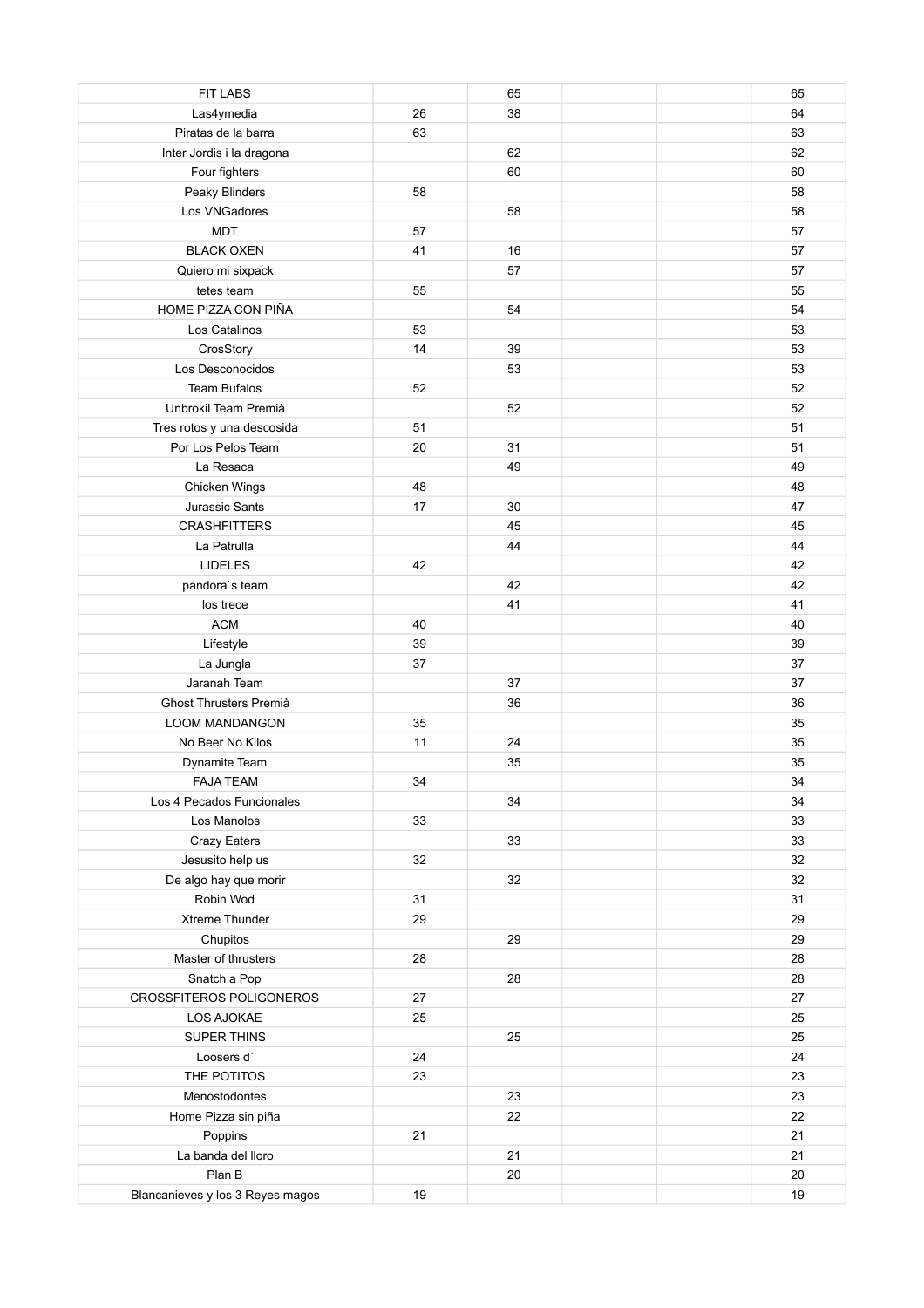| | | | | | |
|---|---|---|---|---|---|
| FIT LABS | | 65 | | | 65 |
| Las4ymedia | 26 | 38 | | | 64 |
| Piratas de la barra | 63 | | | | 63 |
| Inter Jordis i la dragona | | 62 | | | 62 |
| Four fighters | | 60 | | | 60 |
| Peaky Blinders | 58 | | | | 58 |
| Los VNGadores | | 58 | | | 58 |
| MDT | 57 | | | | 57 |
| BLACK OXEN | 41 | 16 | | | 57 |
| Quiero mi sixpack | | 57 | | | 57 |
| tetes team | 55 | | | | 55 |
| HOME PIZZA CON PIÑA | | 54 | | | 54 |
| Los Catalinos | 53 | | | | 53 |
| CrosStory | 14 | 39 | | | 53 |
| Los Desconocidos | | 53 | | | 53 |
| Team Bufalos | 52 | | | | 52 |
| Unbrokil Team Premià | | 52 | | | 52 |
| Tres rotos y una descosida | 51 | | | | 51 |
| Por Los Pelos Team | 20 | 31 | | | 51 |
| La Resaca | | 49 | | | 49 |
| Chicken Wings | 48 | | | | 48 |
| Jurassic Sants | 17 | 30 | | | 47 |
| CRASHFITTERS | | 45 | | | 45 |
| La Patrulla | | 44 | | | 44 |
| LIDELES | 42 | | | | 42 |
| pandora`s team | | 42 | | | 42 |
| los trece | | 41 | | | 41 |
| ACM | 40 | | | | 40 |
| Lifestyle | 39 | | | | 39 |
| La Jungla | 37 | | | | 37 |
| Jaranah Team | | 37 | | | 37 |
| Ghost Thrusters Premià | | 36 | | | 36 |
| LOOM MANDANGON | 35 | | | | 35 |
| No Beer No Kilos | 11 | 24 | | | 35 |
| Dynamite Team | | 35 | | | 35 |
| FAJA TEAM | 34 | | | | 34 |
| Los 4 Pecados Funcionales | | 34 | | | 34 |
| Los Manolos | 33 | | | | 33 |
| Crazy Eaters | | 33 | | | 33 |
| Jesusito help us | 32 | | | | 32 |
| De algo hay que morir | | 32 | | | 32 |
| Robin Wod | 31 | | | | 31 |
| Xtreme Thunder | 29 | | | | 29 |
| Chupitos | | 29 | | | 29 |
| Master of thrusters | 28 | | | | 28 |
| Snatch a Pop | | 28 | | | 28 |
| CROSSFITEROS POLIGONEROS | 27 | | | | 27 |
| LOS AJOKAE | 25 | | | | 25 |
| SUPER THINS | | 25 | | | 25 |
| Loosers d´ | 24 | | | | 24 |
| THE POTITOS | 23 | | | | 23 |
| Menostodontes | | 23 | | | 23 |
| Home Pizza sin piña | | 22 | | | 22 |
| Poppins | 21 | | | | 21 |
| La banda del lloro | | 21 | | | 21 |
| Plan B | | 20 | | | 20 |
| Blancanieves y los 3 Reyes magos | 19 | | | | 19 |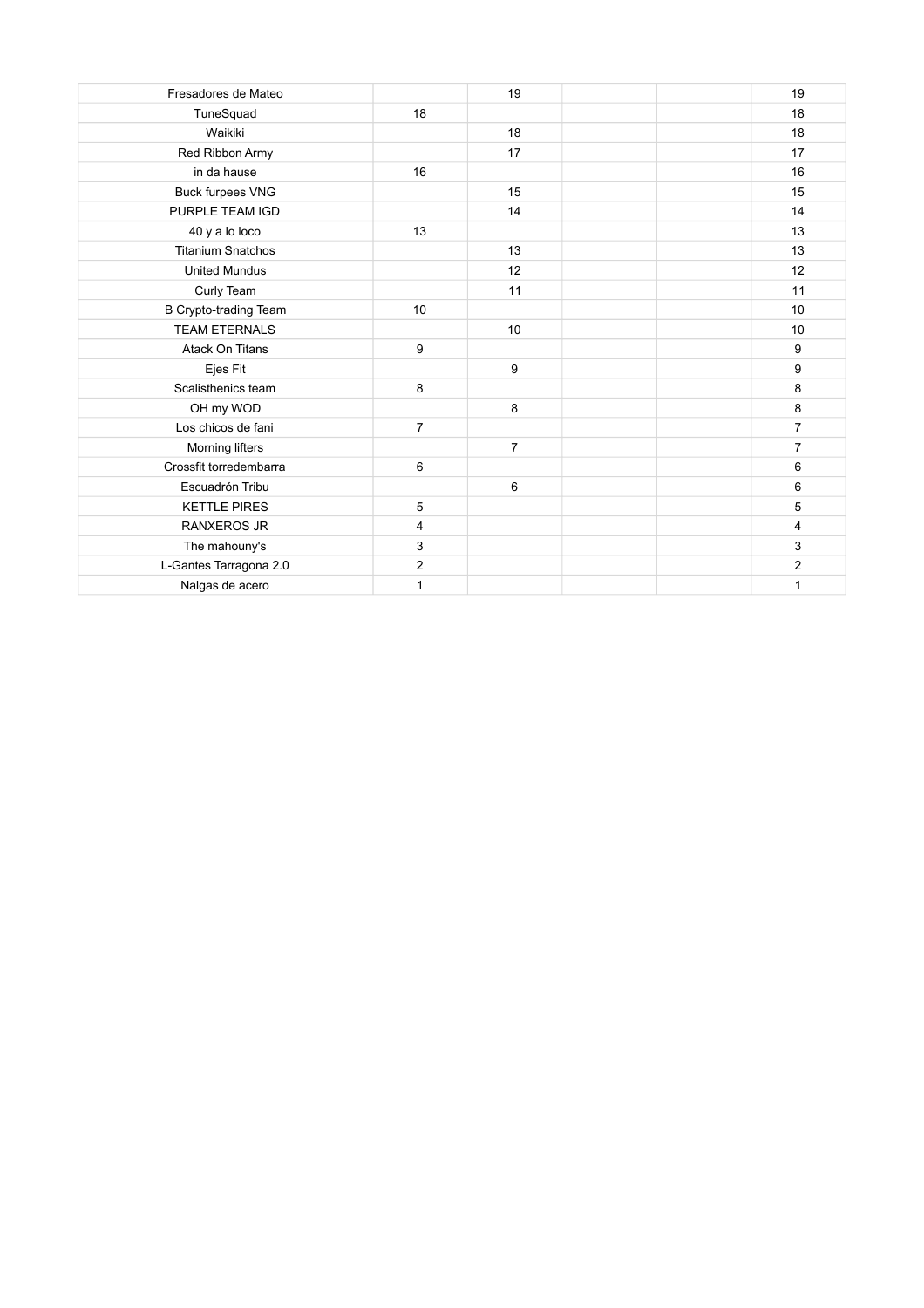| | | | | | |
|---|---|---|---|---|---|
| Fresadores de Mateo | | 19 | | | 19 |
| TuneSquad | 18 | | | | 18 |
| Waikiki | | 18 | | | 18 |
| Red Ribbon Army | | 17 | | | 17 |
| in da hause | 16 | | | | 16 |
| Buck furpees VNG | | 15 | | | 15 |
| PURPLE TEAM IGD | | 14 | | | 14 |
| 40 y a lo loco | 13 | | | | 13 |
| Titanium Snatchos | | 13 | | | 13 |
| United Mundus | | 12 | | | 12 |
| Curly Team | | 11 | | | 11 |
| B Crypto-trading Team | 10 | | | | 10 |
| TEAM ETERNALS | | 10 | | | 10 |
| Atack On Titans | 9 | | | | 9 |
| Ejes Fit | | 9 | | | 9 |
| Scalisthenics team | 8 | | | | 8 |
| OH my WOD | | 8 | | | 8 |
| Los chicos de fani | 7 | | | | 7 |
| Morning lifters | | 7 | | | 7 |
| Crossfit torredembarra | 6 | | | | 6 |
| Escuadrón Tribu | | 6 | | | 6 |
| KETTLE PIRES | 5 | | | | 5 |
| RANXEROS JR | 4 | | | | 4 |
| The mahouny's | 3 | | | | 3 |
| L-Gantes Tarragona 2.0 | 2 | | | | 2 |
| Nalgas de acero | 1 | | | | 1 |